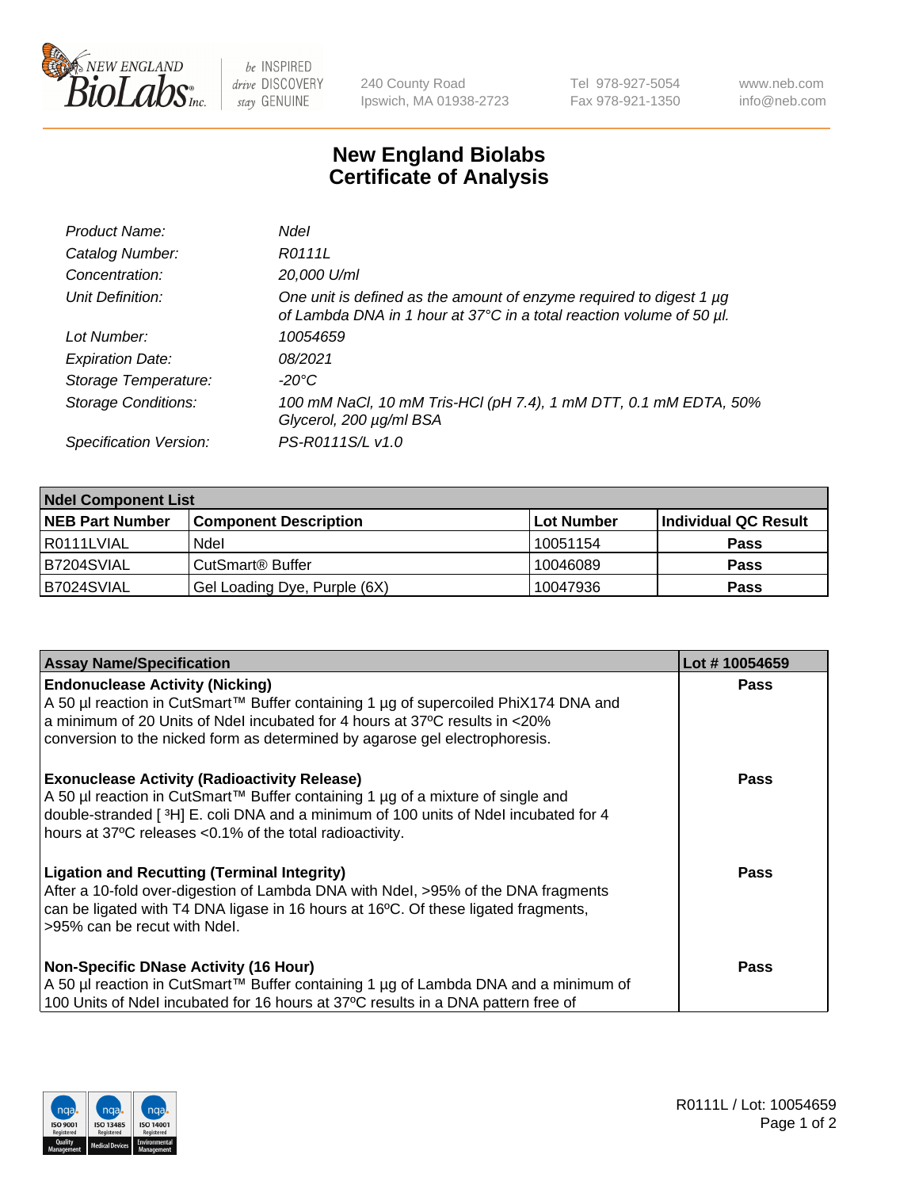New England BioLabs Inc. — be INSPIRED drive DISCOVERY stay GENUINE

240 County Road
Ipswich, MA 01938-2723

Tel 978-927-5054
Fax 978-921-1350

www.neb.com
info@neb.com

# New England Biolabs Certificate of Analysis

| | |
|---|---|
| *Product Name:* | *NdeI* |
| *Catalog Number:* | *R0111L* |
| *Concentration:* | *20,000 U/ml* |
| *Unit Definition:* | *One unit is defined as the amount of enzyme required to digest 1 µg of Lambda DNA in 1 hour at 37°C in a total reaction volume of 50 µl.* |
| *Lot Number:* | *10054659* |
| *Expiration Date:* | *08/2021* |
| *Storage Temperature:* | *-20°C* |
| *Storage Conditions:* | *100 mM NaCl, 10 mM Tris-HCl (pH 7.4), 1 mM DTT, 0.1 mM EDTA, 50% Glycerol, 200 µg/ml BSA* |
| *Specification Version:* | *PS-R0111S/L v1.0* |

| NdeI Component List | | | |
|---|---|---|---|
| **NEB Part Number** | **Component Description** | **Lot Number** | **Individual QC Result** |
| R0111LVIAL | NdeI | 10051154 | **Pass** |
| B7204SVIAL | CutSmart® Buffer | 10046089 | **Pass** |
| B7024SVIAL | Gel Loading Dye, Purple (6X) | 10047936 | **Pass** |

| Assay Name/Specification | Lot # 10054659 |
|---|---|
| **Endonuclease Activity (Nicking)** A 50 µl reaction in CutSmart™ Buffer containing 1 µg of supercoiled PhiX174 DNA and a minimum of 20 Units of NdeI incubated for 4 hours at 37ºC results in <20% conversion to the nicked form as determined by agarose gel electrophoresis. | **Pass** |
| **Exonuclease Activity (Radioactivity Release)** A 50 µl reaction in CutSmart™ Buffer containing 1 µg of a mixture of single and double-stranded [ $^{3}$H] E. coli DNA and a minimum of 100 units of NdeI incubated for 4 hours at 37ºC releases <0.1% of the total radioactivity. | **Pass** |
| **Ligation and Recutting (Terminal Integrity)** After a 10-fold over-digestion of Lambda DNA with NdeI, >95% of the DNA fragments can be ligated with T4 DNA ligase in 16 hours at 16ºC. Of these ligated fragments, >95% can be recut with NdeI. | **Pass** |
| **Non-Specific DNase Activity (16 Hour)** A 50 µl reaction in CutSmart™ Buffer containing 1 µg of Lambda DNA and a minimum of 100 Units of NdeI incubated for 16 hours at 37ºC results in a DNA pattern free of | **Pass** |

R0111L / Lot: 10054659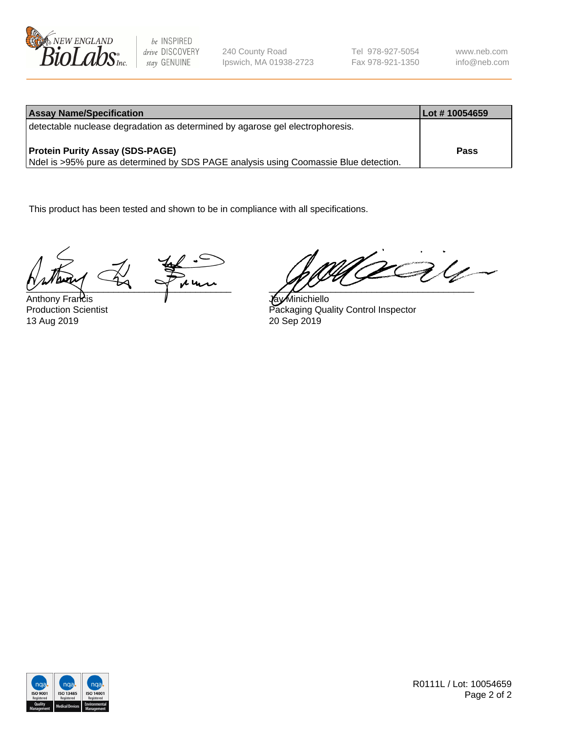| Assay Name/Specification | Lot # 10054659 |
|---|---|
| detectable nuclease degradation as determined by agarose gel electrophoresis. | |
| **Protein Purity Assay (SDS-PAGE)**<br>NdeI is >95% pure as determined by SDS PAGE analysis using Coomassie Blue detection. | **Pass** |

This product has been tested and shown to be in compliance with all specifications.

Anthony Francis
Production Scientist
13 Aug 2019

Jay Minichiello
Packaging Quality Control Inspector
20 Sep 2019

R0111L / Lot: 10054659